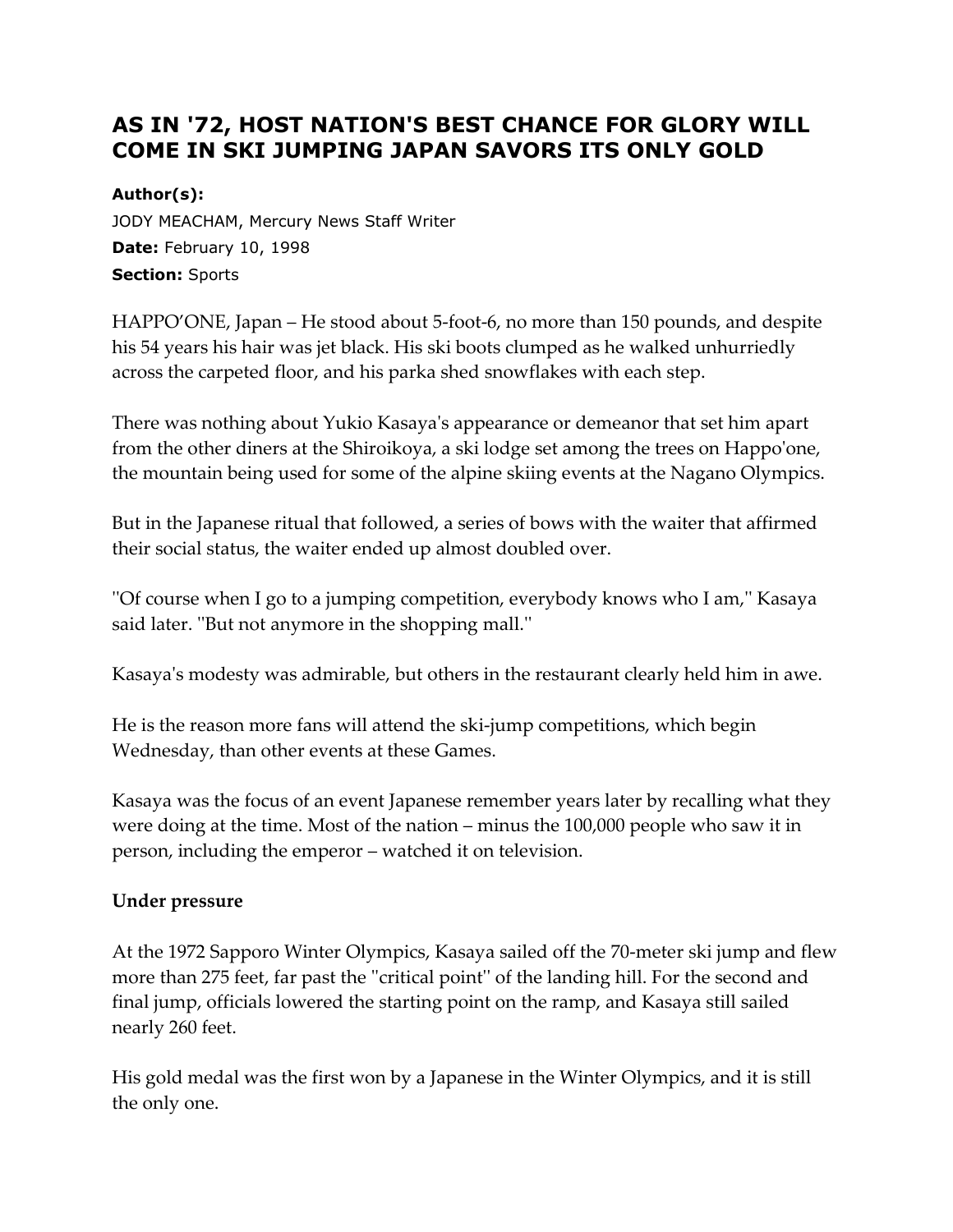# AS IN '72, HOST NATION'S BEST CHANCE FOR GLORY WILL COME IN SKI JUMPING JAPAN SAVORS ITS ONLY GOLD

**Author(s):**
JODY MEACHAM, Mercury News Staff Writer
**Date:** February 10, 1998
**Section:** Sports

HAPPO'ONE, Japan – He stood about 5-foot-6, no more than 150 pounds, and despite his 54 years his hair was jet black. His ski boots clumped as he walked unhurriedly across the carpeted floor, and his parka shed snowflakes with each step.

There was nothing about Yukio Kasaya's appearance or demeanor that set him apart from the other diners at the Shiroikoya, a ski lodge set among the trees on Happo'one, the mountain being used for some of the alpine skiing events at the Nagano Olympics.

But in the Japanese ritual that followed, a series of bows with the waiter that affirmed their social status, the waiter ended up almost doubled over.

''Of course when I go to a jumping competition, everybody knows who I am,'' Kasaya said later. ''But not anymore in the shopping mall.''

Kasaya's modesty was admirable, but others in the restaurant clearly held him in awe.

He is the reason more fans will attend the ski-jump competitions, which begin Wednesday, than other events at these Games.

Kasaya was the focus of an event Japanese remember years later by recalling what they were doing at the time. Most of the nation – minus the 100,000 people who saw it in person, including the emperor – watched it on television.

**Under pressure**

At the 1972 Sapporo Winter Olympics, Kasaya sailed off the 70-meter ski jump and flew more than 275 feet, far past the ''critical point'' of the landing hill. For the second and final jump, officials lowered the starting point on the ramp, and Kasaya still sailed nearly 260 feet.

His gold medal was the first won by a Japanese in the Winter Olympics, and it is still the only one.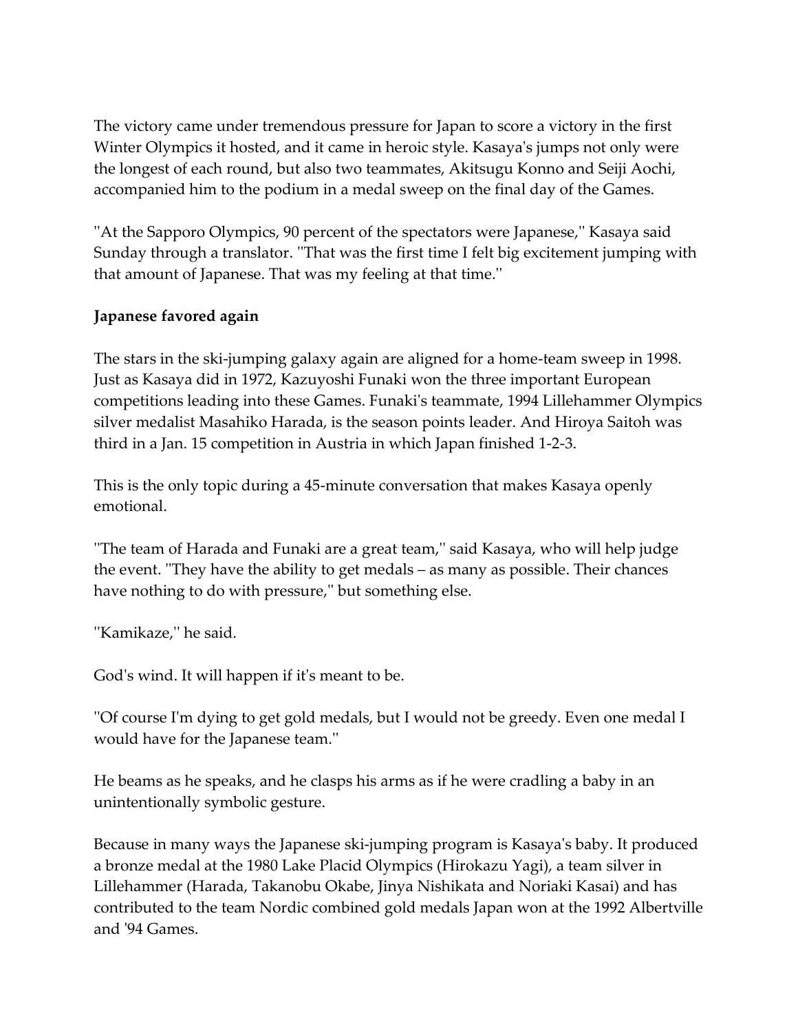The victory came under tremendous pressure for Japan to score a victory in the first Winter Olympics it hosted, and it came in heroic style. Kasaya's jumps not only were the longest of each round, but also two teammates, Akitsugu Konno and Seiji Aochi, accompanied him to the podium in a medal sweep on the final day of the Games.

''At the Sapporo Olympics, 90 percent of the spectators were Japanese,'' Kasaya said Sunday through a translator. ''That was the first time I felt big excitement jumping with that amount of Japanese. That was my feeling at that time.''

**Japanese favored again**

The stars in the ski-jumping galaxy again are aligned for a home-team sweep in 1998. Just as Kasaya did in 1972, Kazuyoshi Funaki won the three important European competitions leading into these Games. Funaki's teammate, 1994 Lillehammer Olympics silver medalist Masahiko Harada, is the season points leader. And Hiroya Saitoh was third in a Jan. 15 competition in Austria in which Japan finished 1-2-3.

This is the only topic during a 45-minute conversation that makes Kasaya openly emotional.

''The team of Harada and Funaki are a great team,'' said Kasaya, who will help judge the event. ''They have the ability to get medals – as many as possible. Their chances have nothing to do with pressure,'' but something else.

''Kamikaze,'' he said.

God's wind. It will happen if it's meant to be.

''Of course I'm dying to get gold medals, but I would not be greedy. Even one medal I would have for the Japanese team.''

He beams as he speaks, and he clasps his arms as if he were cradling a baby in an unintentionally symbolic gesture.

Because in many ways the Japanese ski-jumping program is Kasaya's baby. It produced a bronze medal at the 1980 Lake Placid Olympics (Hirokazu Yagi), a team silver in Lillehammer (Harada, Takanobu Okabe, Jinya Nishikata and Noriaki Kasai) and has contributed to the team Nordic combined gold medals Japan won at the 1992 Albertville and '94 Games.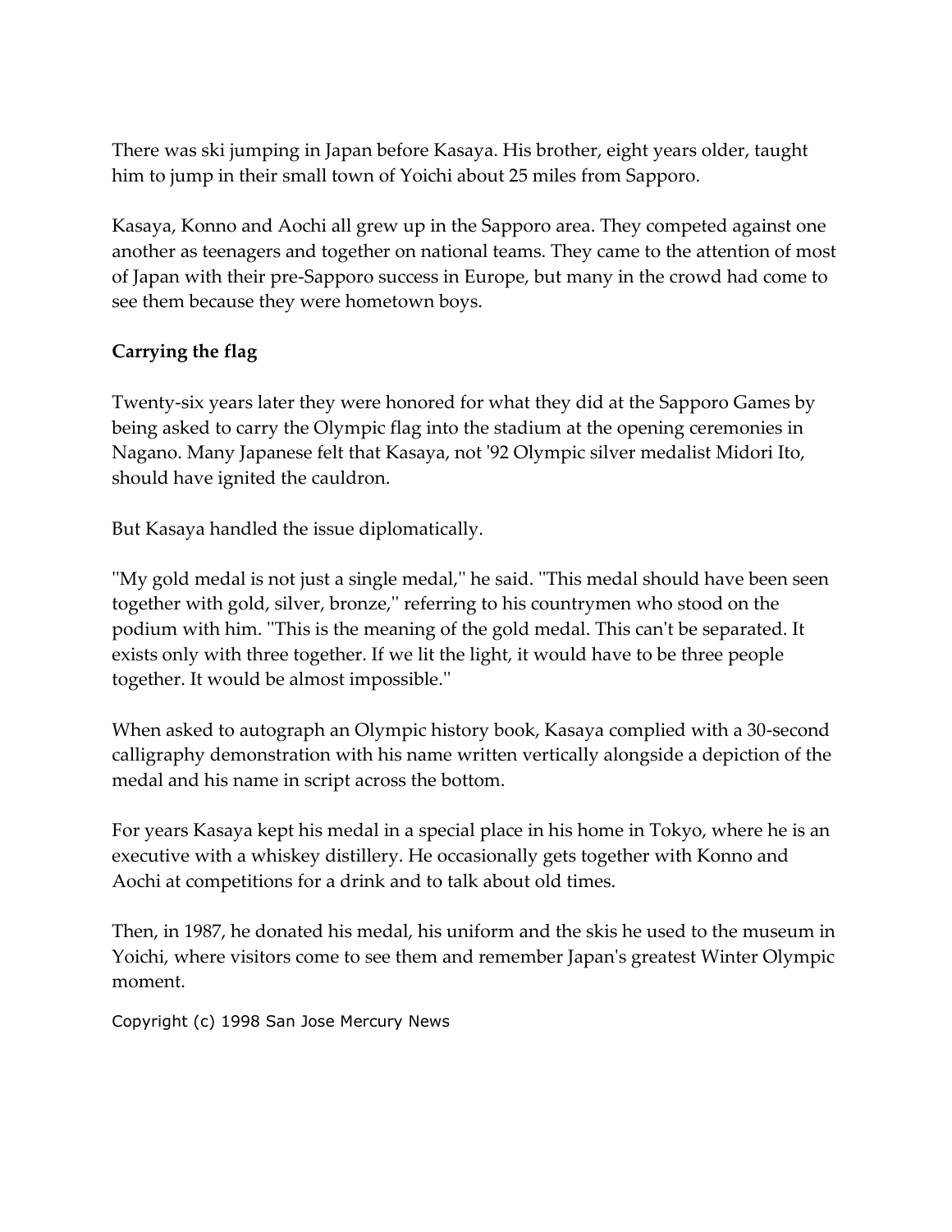There was ski jumping in Japan before Kasaya. His brother, eight years older, taught him to jump in their small town of Yoichi about 25 miles from Sapporo.

Kasaya, Konno and Aochi all grew up in the Sapporo area. They competed against one another as teenagers and together on national teams. They came to the attention of most of Japan with their pre-Sapporo success in Europe, but many in the crowd had come to see them because they were hometown boys.

**Carrying the flag**

Twenty-six years later they were honored for what they did at the Sapporo Games by being asked to carry the Olympic flag into the stadium at the opening ceremonies in Nagano. Many Japanese felt that Kasaya, not '92 Olympic silver medalist Midori Ito, should have ignited the cauldron.

But Kasaya handled the issue diplomatically.

''My gold medal is not just a single medal,'' he said. ''This medal should have been seen together with gold, silver, bronze,'' referring to his countrymen who stood on the podium with him. ''This is the meaning of the gold medal. This can't be separated. It exists only with three together. If we lit the light, it would have to be three people together. It would be almost impossible.''

When asked to autograph an Olympic history book, Kasaya complied with a 30-second calligraphy demonstration with his name written vertically alongside a depiction of the medal and his name in script across the bottom.

For years Kasaya kept his medal in a special place in his home in Tokyo, where he is an executive with a whiskey distillery. He occasionally gets together with Konno and Aochi at competitions for a drink and to talk about old times.

Then, in 1987, he donated his medal, his uniform and the skis he used to the museum in Yoichi, where visitors come to see them and remember Japan's greatest Winter Olympic moment.

Copyright (c) 1998 San Jose Mercury News